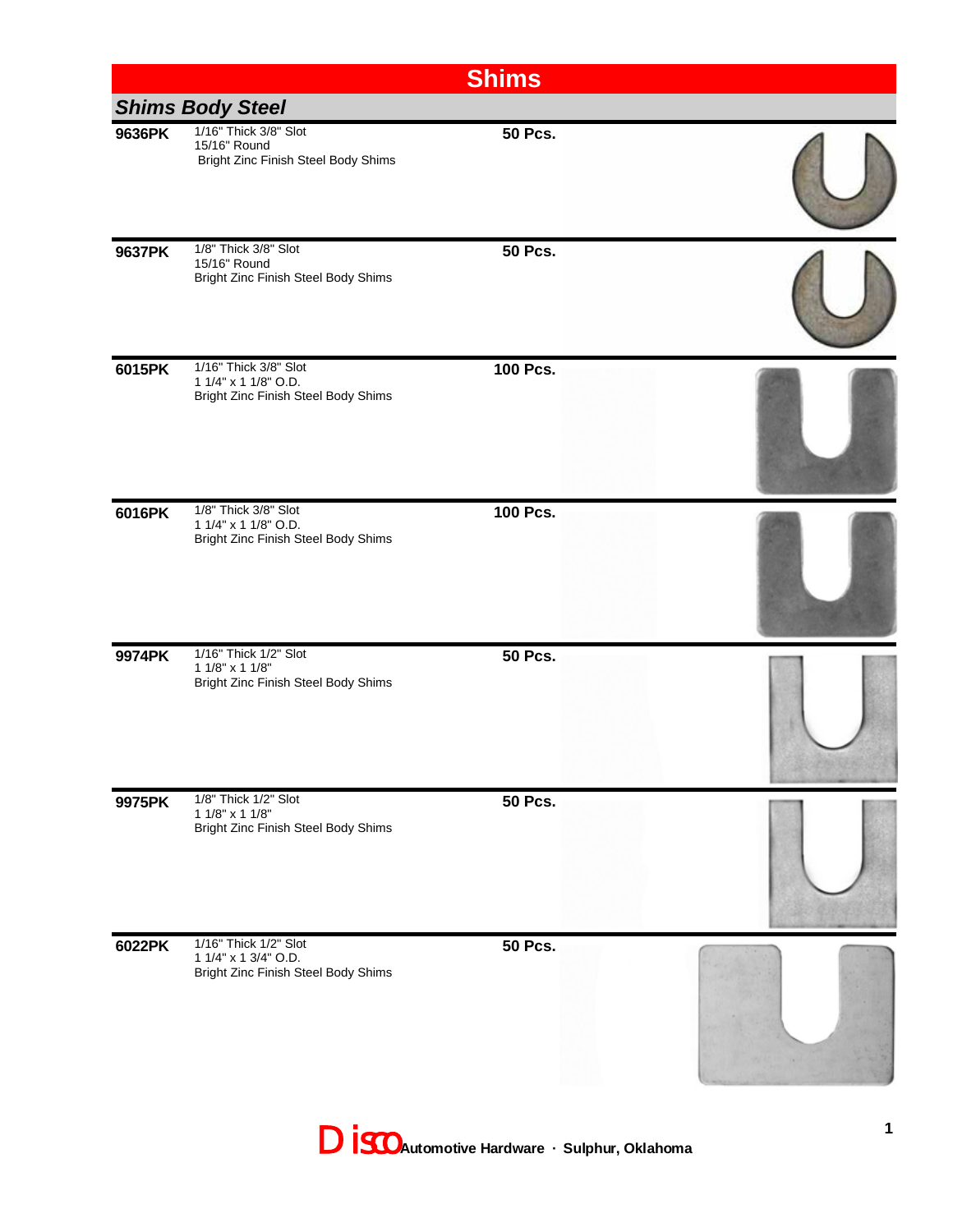# Shims

## *Shims Body Steel*

| Part No. | Description | Qty |
|---|---|---|
| **9636PK** | 1/16" Thick 3/8" Slot<br>15/16" Round<br>Bright Zinc Finish Steel Body Shims | **50 Pcs.** |
| **9637PK** | 1/8" Thick 3/8" Slot<br>15/16" Round<br>Bright Zinc Finish Steel Body Shims | **50 Pcs.** |
| **6015PK** | 1/16" Thick 3/8" Slot<br>1 1/4" x 1 1/8" O.D.<br>Bright Zinc Finish Steel Body Shims | **100 Pcs.** |
| **6016PK** | 1/8" Thick 3/8" Slot<br>1 1/4" x 1 1/8" O.D.<br>Bright Zinc Finish Steel Body Shims | **100 Pcs.** |
| **9974PK** | 1/16" Thick 1/2" Slot<br>1 1/8" x 1 1/8"<br>Bright Zinc Finish Steel Body Shims | **50 Pcs.** |
| **9975PK** | 1/8" Thick 1/2" Slot<br>1 1/8" x 1 1/8"<br>Bright Zinc Finish Steel Body Shims | **50 Pcs.** |
| **6022PK** | 1/16" Thick 1/2" Slot<br>1 1/4" x 1 3/4" O.D.<br>Bright Zinc Finish Steel Body Shims | **50 Pcs.** |

Disco **Automotive Hardware · Sulphur, Oklahoma**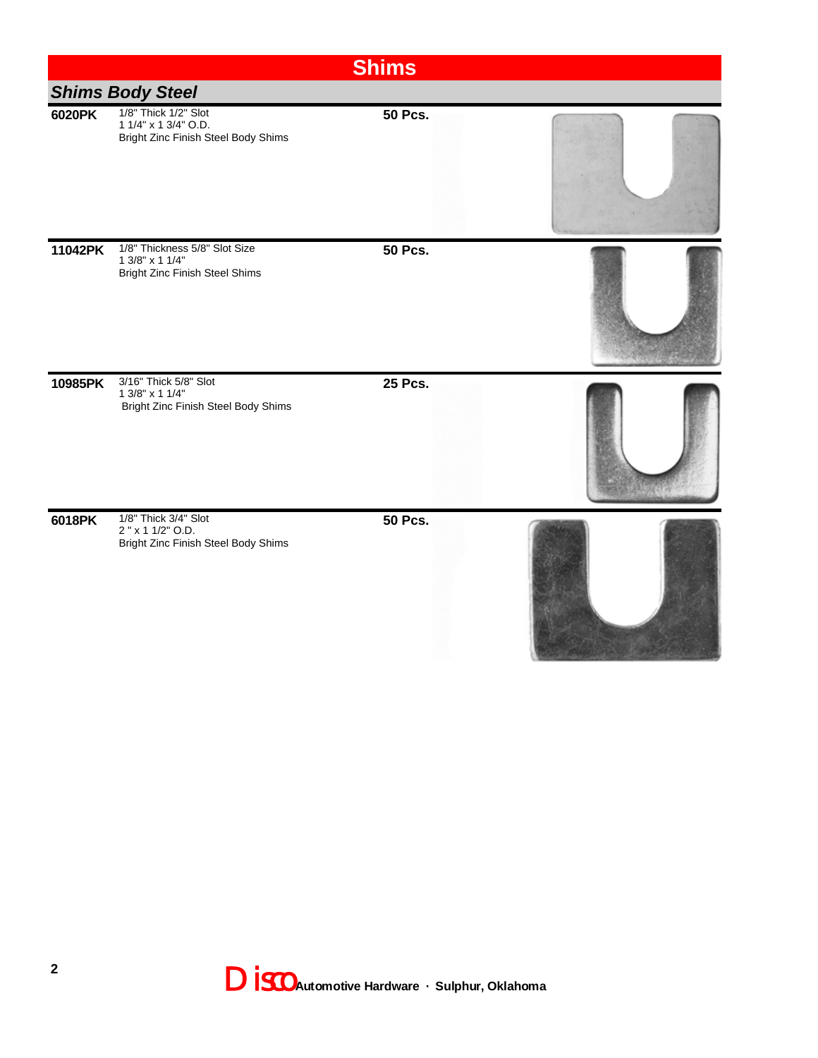# Shims

## *Shims Body Steel*

| | | |
|---|---|---|
| **6020PK** | 1/8" Thick 1/2" Slot<br>1 1/4" x 1 3/4" O.D.<br>Bright Zinc Finish Steel Body Shims | **50 Pcs.** |
| **11042PK** | 1/8" Thickness 5/8" Slot Size<br>1 3/8" x 1 1/4"<br>Bright Zinc Finish Steel Shims | **50 Pcs.** |
| **10985PK** | 3/16" Thick 5/8" Slot<br>1 3/8" x 1 1/4"<br>Bright Zinc Finish Steel Body Shims | **25 Pcs.** |
| **6018PK** | 1/8" Thick 3/4" Slot<br>2 " x 1 1/2" O.D.<br>Bright Zinc Finish Steel Body Shims | **50 Pcs.** |

Disco **Automotive Hardware · Sulphur, Oklahoma**